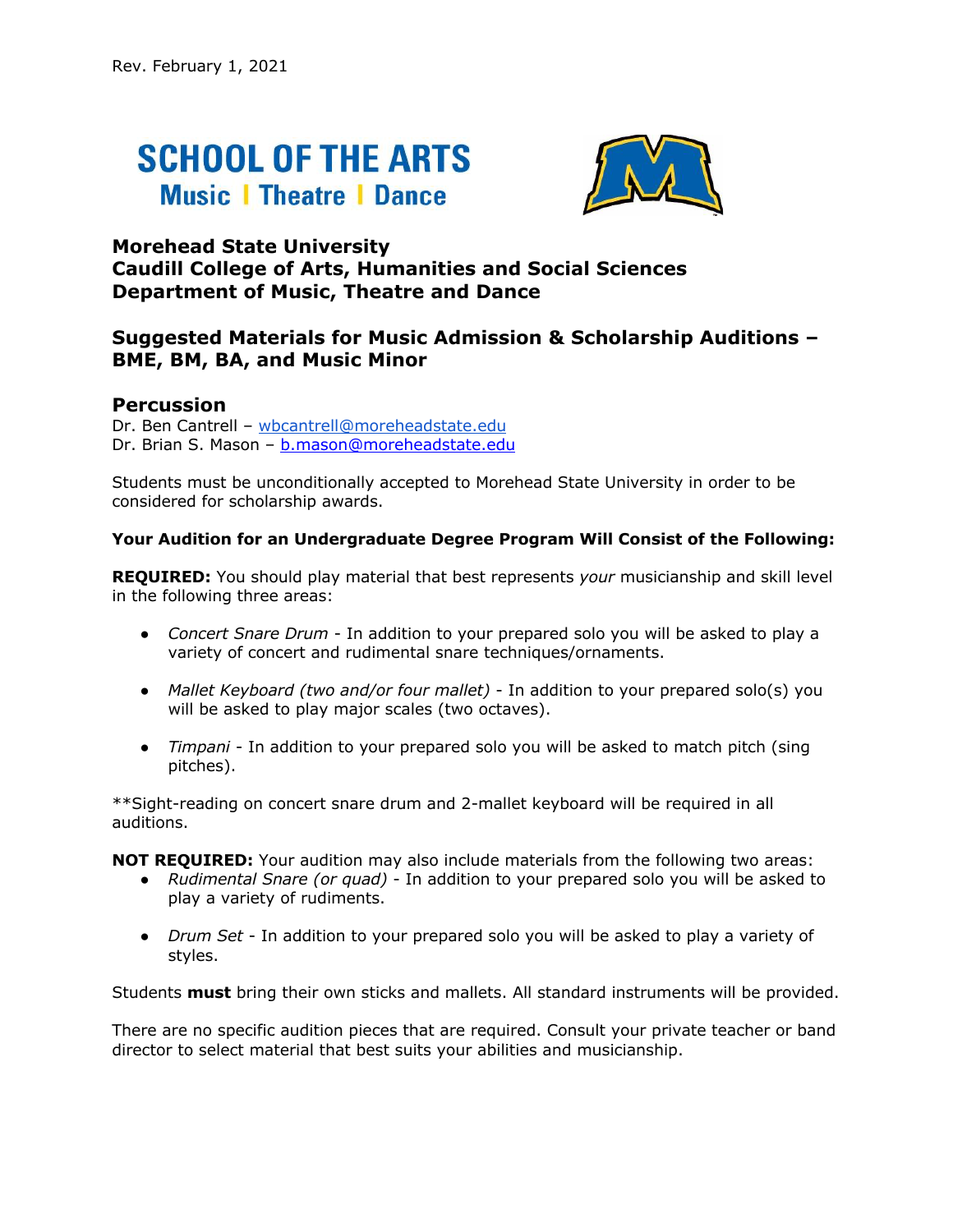Rev. February 1, 2021

SCHOOL OF THE ARTS
Music | Theatre | Dance

**Morehead State University**
**Caudill College of Arts, Humanities and Social Sciences**
**Department of Music, Theatre and Dance**

## Suggested Materials for Music Admission & Scholarship Auditions – BME, BM, BA, and Music Minor

### Percussion

Dr. Ben Cantrell – wbcantrell@moreheadstate.edu
Dr. Brian S. Mason – b.mason@moreheadstate.edu

Students must be unconditionally accepted to Morehead State University in order to be considered for scholarship awards.

**Your Audition for an Undergraduate Degree Program Will Consist of the Following:**

**REQUIRED:** You should play material that best represents *your* musicianship and skill level in the following three areas:

- *Concert Snare Drum* - In addition to your prepared solo you will be asked to play a variety of concert and rudimental snare techniques/ornaments.
- *Mallet Keyboard (two and/or four mallet)* - In addition to your prepared solo(s) you will be asked to play major scales (two octaves).
- *Timpani* - In addition to your prepared solo you will be asked to match pitch (sing pitches).

**Sight-reading on concert snare drum and 2-mallet keyboard will be required in all auditions.

**NOT REQUIRED:** Your audition may also include materials from the following two areas:

- *Rudimental Snare (or quad)* - In addition to your prepared solo you will be asked to play a variety of rudiments.
- *Drum Set* - In addition to your prepared solo you will be asked to play a variety of styles.

Students **must** bring their own sticks and mallets. All standard instruments will be provided.

There are no specific audition pieces that are required. Consult your private teacher or band director to select material that best suits your abilities and musicianship.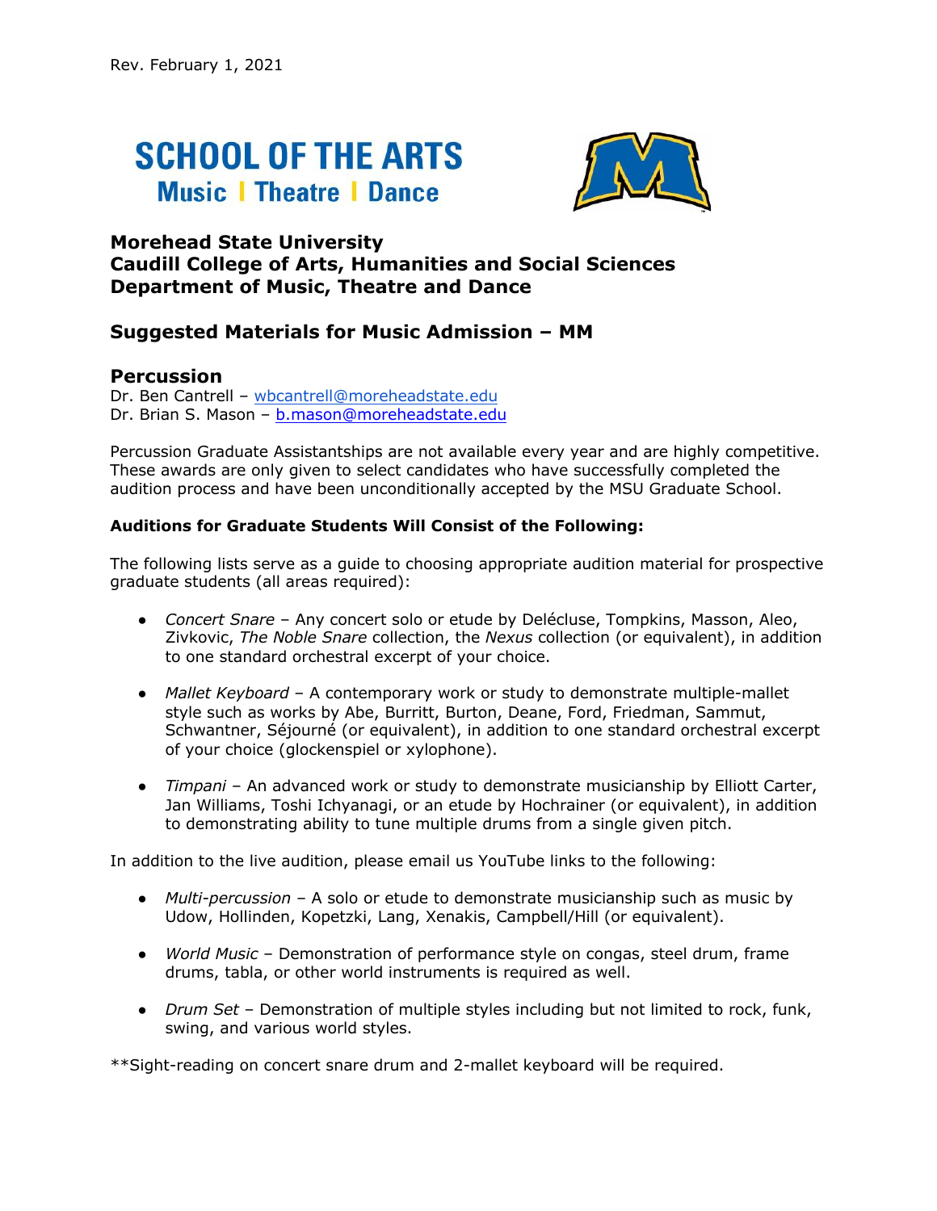Rev. February 1, 2021

SCHOOL OF THE ARTS
Music | Theatre | Dance

**Morehead State University**
**Caudill College of Arts, Humanities and Social Sciences**
**Department of Music, Theatre and Dance**

## Suggested Materials for Music Admission – MM

## Percussion

Dr. Ben Cantrell – wbcantrell@moreheadstate.edu
Dr. Brian S. Mason – b.mason@moreheadstate.edu

Percussion Graduate Assistantships are not available every year and are highly competitive. These awards are only given to select candidates who have successfully completed the audition process and have been unconditionally accepted by the MSU Graduate School.

**Auditions for Graduate Students Will Consist of the Following:**

The following lists serve as a guide to choosing appropriate audition material for prospective graduate students (all areas required):

- *Concert Snare* – Any concert solo or etude by Delécluse, Tompkins, Masson, Aleo, Zivkovic, *The Noble Snare* collection, the *Nexus* collection (or equivalent), in addition to one standard orchestral excerpt of your choice.
- *Mallet Keyboard* – A contemporary work or study to demonstrate multiple-mallet style such as works by Abe, Burritt, Burton, Deane, Ford, Friedman, Sammut, Schwantner, Séjourné (or equivalent), in addition to one standard orchestral excerpt of your choice (glockenspiel or xylophone).
- *Timpani* – An advanced work or study to demonstrate musicianship by Elliott Carter, Jan Williams, Toshi Ichyanagi, or an etude by Hochrainer (or equivalent), in addition to demonstrating ability to tune multiple drums from a single given pitch.

In addition to the live audition, please email us YouTube links to the following:

- *Multi-percussion* – A solo or etude to demonstrate musicianship such as music by Udow, Hollinden, Kopetzki, Lang, Xenakis, Campbell/Hill (or equivalent).
- *World Music* – Demonstration of performance style on congas, steel drum, frame drums, tabla, or other world instruments is required as well.
- *Drum Set* – Demonstration of multiple styles including but not limited to rock, funk, swing, and various world styles.

**Sight-reading on concert snare drum and 2-mallet keyboard will be required.